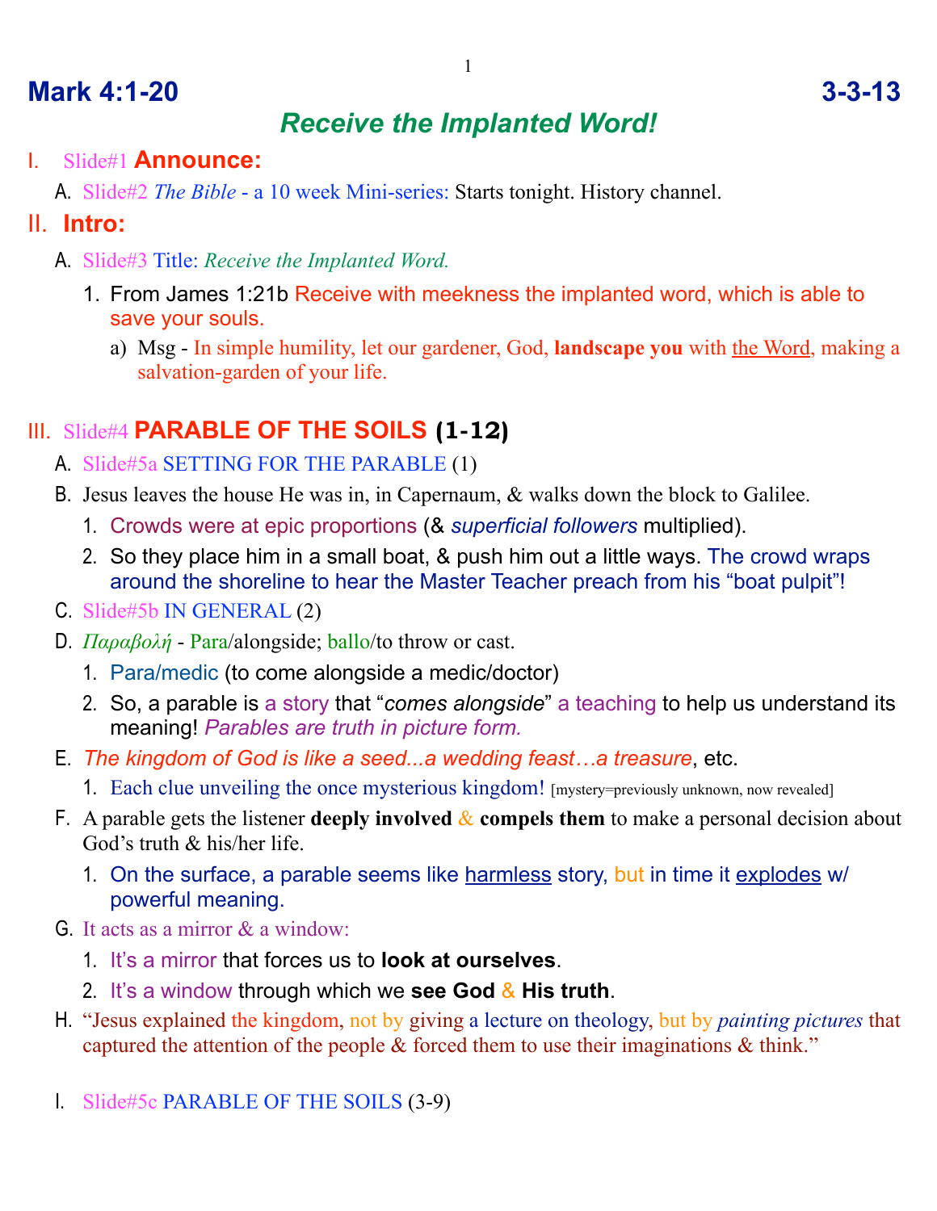# Mark 4:1-20 3-3-13

## *Receive the Implanted Word!*

I. Slide#1 **Announce:**

   A. Slide#2 *The Bible* - a 10 week Mini-series: Starts tonight. History channel.

II. **Intro:**

   A. Slide#3 Title: *Receive the Implanted Word.*

      1. From James 1:21b Receive with meekness the implanted word, which is able to save your souls.

         a) Msg - In simple humility, let our gardener, God, **landscape you** with the Word, making a salvation-garden of your life.

III. Slide#4 **PARABLE OF THE SOILS (1-12)**

   A. Slide#5a SETTING FOR THE PARABLE (1)

   B. Jesus leaves the house He was in, in Capernaum, & walks down the block to Galilee.

      1. Crowds were at epic proportions (& *superficial followers* multiplied).

      2. So they place him in a small boat, & push him out a little ways. The crowd wraps around the shoreline to hear the Master Teacher preach from his "boat pulpit"!

   C. Slide#5b IN GENERAL (2)

   D. *Παραβολή* - Para/alongside; ballo/to throw or cast.

      1. Para/medic (to come alongside a medic/doctor)

      2. So, a parable is a story that "*comes alongside*" a teaching to help us understand its meaning! *Parables are truth in picture form.*

   E. *The kingdom of God is like a seed...a wedding feast…a treasure*, etc.

      1. Each clue unveiling the once mysterious kingdom! [mystery=previously unknown, now revealed]

   F. A parable gets the listener **deeply involved** & **compels them** to make a personal decision about God's truth & his/her life.

      1. On the surface, a parable seems like harmless story, but in time it explodes w/ powerful meaning.

   G. It acts as a mirror & a window:

      1. It's a mirror that forces us to **look at ourselves**.

      2. It's a window through which we **see God** & **His truth**.

   H. "Jesus explained the kingdom, not by giving a lecture on theology, but by *painting pictures* that captured the attention of the people & forced them to use their imaginations & think."

   I. Slide#5c PARABLE OF THE SOILS (3-9)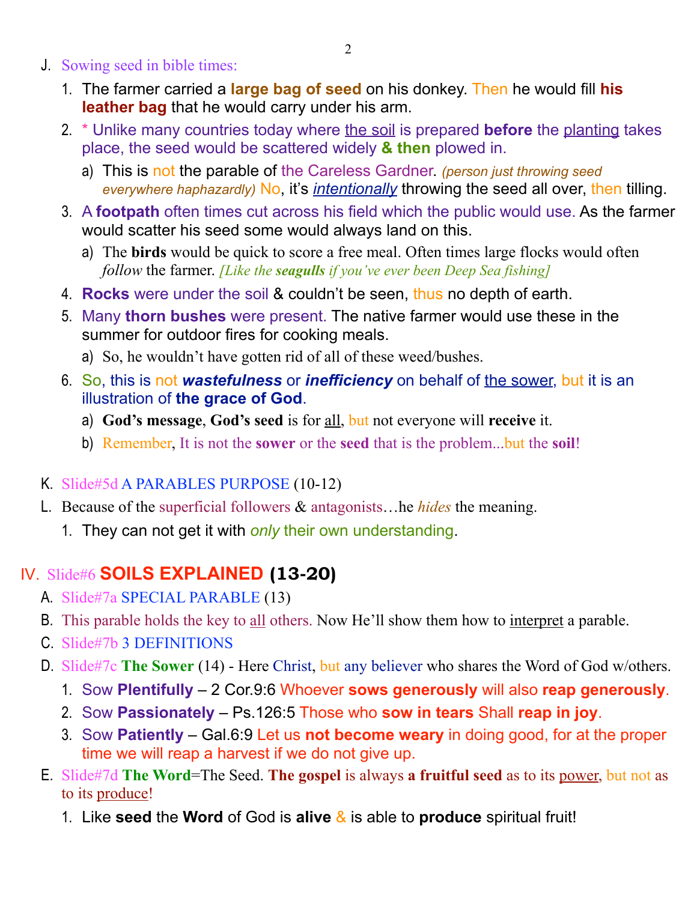J. Sowing seed in bible times:

1. The farmer carried a **large bag of seed** on his donkey. Then he would fill **his leather bag** that he would carry under his arm.
2. * Unlike many countries today where the soil is prepared **before** the planting takes place, the seed would be scattered widely **& then** plowed in.
   a) This is not the parable of the Careless Gardner. *(person just throwing seed everywhere haphazardly)* No, it's ***intentionally*** throwing the seed all over, then tilling.
3. A **footpath** often times cut across his field which the public would use. As the farmer would scatter his seed some would always land on this.
   a) The **birds** would be quick to score a free meal. Often times large flocks would often *follow* the farmer. *[Like the **seagulls** if you've ever been Deep Sea fishing]*
4. **Rocks** were under the soil & couldn't be seen, thus no depth of earth.
5. Many **thorn bushes** were present. The native farmer would use these in the summer for outdoor fires for cooking meals.
   a) So, he wouldn't have gotten rid of all of these weed/bushes.
6. So, this is not ***wastefulness*** or ***inefficiency*** on behalf of the sower, but it is an illustration of **the grace of God**.
   a) **God's message**, **God's seed** is for all, but not everyone will **receive** it.
   b) Remember, It is not the **sower** or the **seed** that is the problem...but the **soil**!

K. Slide#5d A PARABLES PURPOSE (10-12)

L. Because of the superficial followers & antagonists…he *hides* the meaning.

1. They can not get it with *only* their own understanding.

## IV. Slide#6 **SOILS EXPLAINED (13-20)**

A. Slide#7a SPECIAL PARABLE (13)

B. This parable holds the key to all others. Now He'll show them how to interpret a parable.

C. Slide#7b 3 DEFINITIONS

D. Slide#7c **The Sower** (14) - Here Christ, but any believer who shares the Word of God w/others.

1. Sow **Plentifully** – 2 Cor.9:6 Whoever **sows generously** will also **reap generously**.
2. Sow **Passionately** – Ps.126:5 Those who **sow in tears** Shall **reap in joy**.
3. Sow **Patiently** – Gal.6:9 Let us **not become weary** in doing good, for at the proper time we will reap a harvest if we do not give up.

E. Slide#7d **The Word**=The Seed. **The gospel** is always **a fruitful seed** as to its power, but not as to its produce!

1. Like **seed** the **Word** of God is **alive** & is able to **produce** spiritual fruit!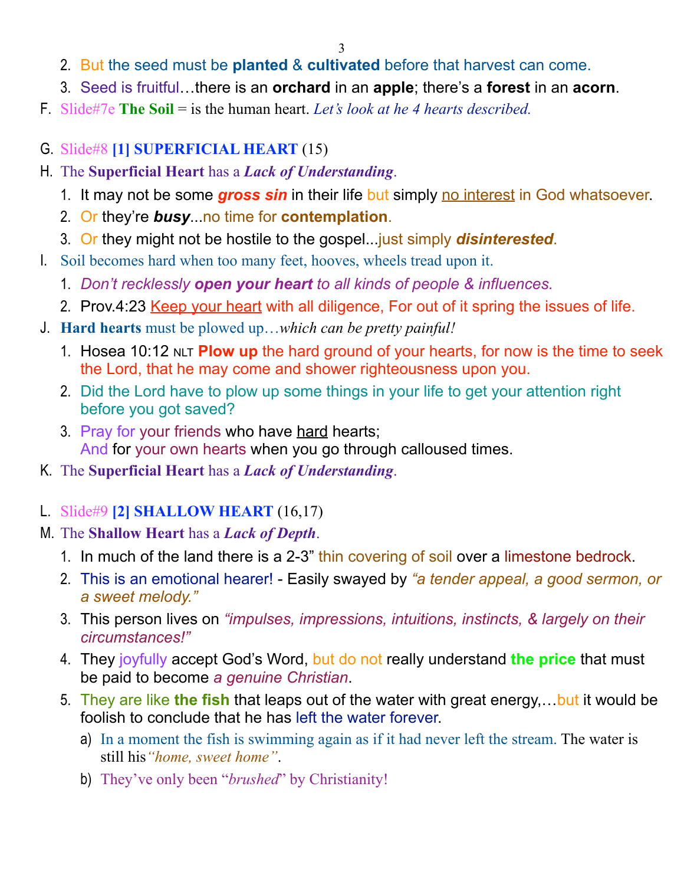2. But the seed must be **planted** & **cultivated** before that harvest can come.
3. Seed is fruitful…there is an **orchard** in an **apple**; there's a **forest** in an **acorn**.

F. Slide#7e **The Soil** = is the human heart. *Let's look at he 4 hearts described.*

G. Slide#8 **[1] SUPERFICIAL HEART** (15)

H. The **Superficial Heart** has a ***Lack of Understanding***.

1. It may not be some ***gross sin*** in their life but simply no interest in God whatsoever.
2. Or they're ***busy***...no time for **contemplation**.
3. Or they might not be hostile to the gospel...just simply ***disinterested***.

I. Soil becomes hard when too many feet, hooves, wheels tread upon it.

1. *Don't recklessly **open your heart** to all kinds of people & influences.*
2. Prov.4:23 Keep your heart with all diligence, For out of it spring the issues of life.

J. **Hard hearts** must be plowed up…*which can be pretty painful!*

1. Hosea 10:12 NLT **Plow up** the hard ground of your hearts, for now is the time to seek the Lord, that he may come and shower righteousness upon you.
2. Did the Lord have to plow up some things in your life to get your attention right before you got saved?
3. Pray for your friends who have hard hearts;
   And for your own hearts when you go through calloused times.

K. The **Superficial Heart** has a ***Lack of Understanding***.

L. Slide#9 **[2] SHALLOW HEART** (16,17)

M. The **Shallow Heart** has a ***Lack of Depth***.

1. In much of the land there is a 2-3" thin covering of soil over a limestone bedrock.
2. This is an emotional hearer! - Easily swayed by *"a tender appeal, a good sermon, or a sweet melody."*
3. This person lives on *"impulses, impressions, intuitions, instincts, & largely on their circumstances!"*
4. They joyfully accept God's Word, but do not really understand **the price** that must be paid to become *a genuine Christian*.
5. They are like **the fish** that leaps out of the water with great energy,…but it would be foolish to conclude that he has left the water forever.
   a) In a moment the fish is swimming again as if it had never left the stream. The water is still his *"home, sweet home"*.
   b) They've only been "*brushed*" by Christianity!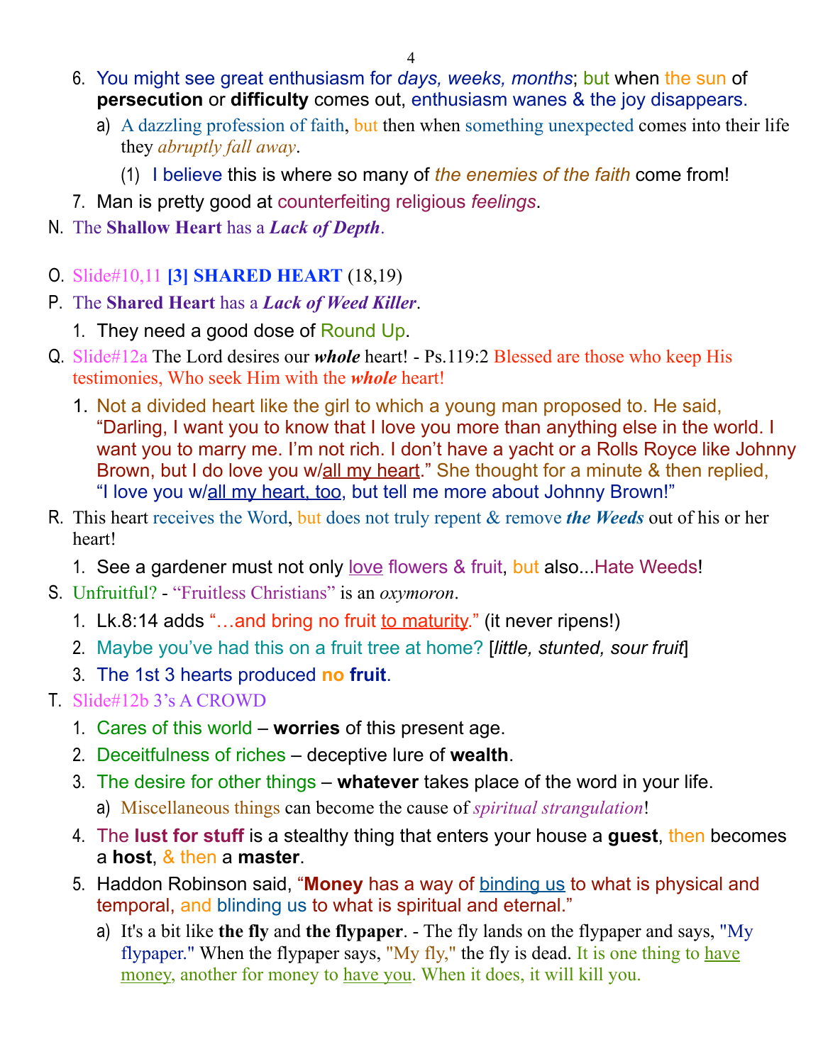6. You might see great enthusiasm for *days, weeks, months*; but when the sun of **persecution** or **difficulty** comes out, enthusiasm wanes & the joy disappears.
   a) A dazzling profession of faith, but then when something unexpected comes into their life they *abruptly fall away*.
      (1) I believe this is where so many of *the enemies of the faith* come from!
7. Man is pretty good at counterfeiting religious *feelings*.

N. The **Shallow Heart** has a ***Lack of Depth***.

O. Slide#10,11 **[3] SHARED HEART** (18,19)

P. The **Shared Heart** has a ***Lack of Weed Killer***.
   1. They need a good dose of Round Up.

Q. Slide#12a The Lord desires our ***whole*** heart! - Ps.119:2 Blessed are those who keep His testimonies, Who seek Him with the ***whole*** heart!
   1. Not a divided heart like the girl to which a young man proposed to. He said, "Darling, I want you to know that I love you more than anything else in the world. I want you to marry me. I'm not rich. I don't have a yacht or a Rolls Royce like Johnny Brown, but I do love you w/<u>all my heart</u>." She thought for a minute & then replied, "I love you w/<u>all my heart, too</u>, but tell me more about Johnny Brown!"

R. This heart receives the Word, but does not truly repent & remove ***the Weeds*** out of his or her heart!
   1. See a gardener must not only <u>love</u> flowers & fruit, but also...Hate Weeds!

S. Unfruitful? - "Fruitless Christians" is an *oxymoron*.
   1. Lk.8:14 adds "…and bring no fruit <u>to maturity</u>." (it never ripens!)
   2. Maybe you've had this on a fruit tree at home? [*little, stunted, sour fruit*]
   3. The 1st 3 hearts produced **no fruit**.

T. Slide#12b 3's A CROWD
   1. Cares of this world – **worries** of this present age.
   2. Deceitfulness of riches – deceptive lure of **wealth**.
   3. The desire for other things – **whatever** takes place of the word in your life.
      a) Miscellaneous things can become the cause of *spiritual strangulation*!
   4. The **lust for stuff** is a stealthy thing that enters your house a **guest**, then becomes a **host**, & then a **master**.
   5. Haddon Robinson said, "**Money** has a way of <u>binding us</u> to what is physical and temporal, and blinding us to what is spiritual and eternal."
      a) It's a bit like **the fly** and **the flypaper**. - The fly lands on the flypaper and says, "My flypaper." When the flypaper says, "My fly," the fly is dead. It is one thing to <u>have money</u>, another for money to <u>have you</u>. When it does, it will kill you.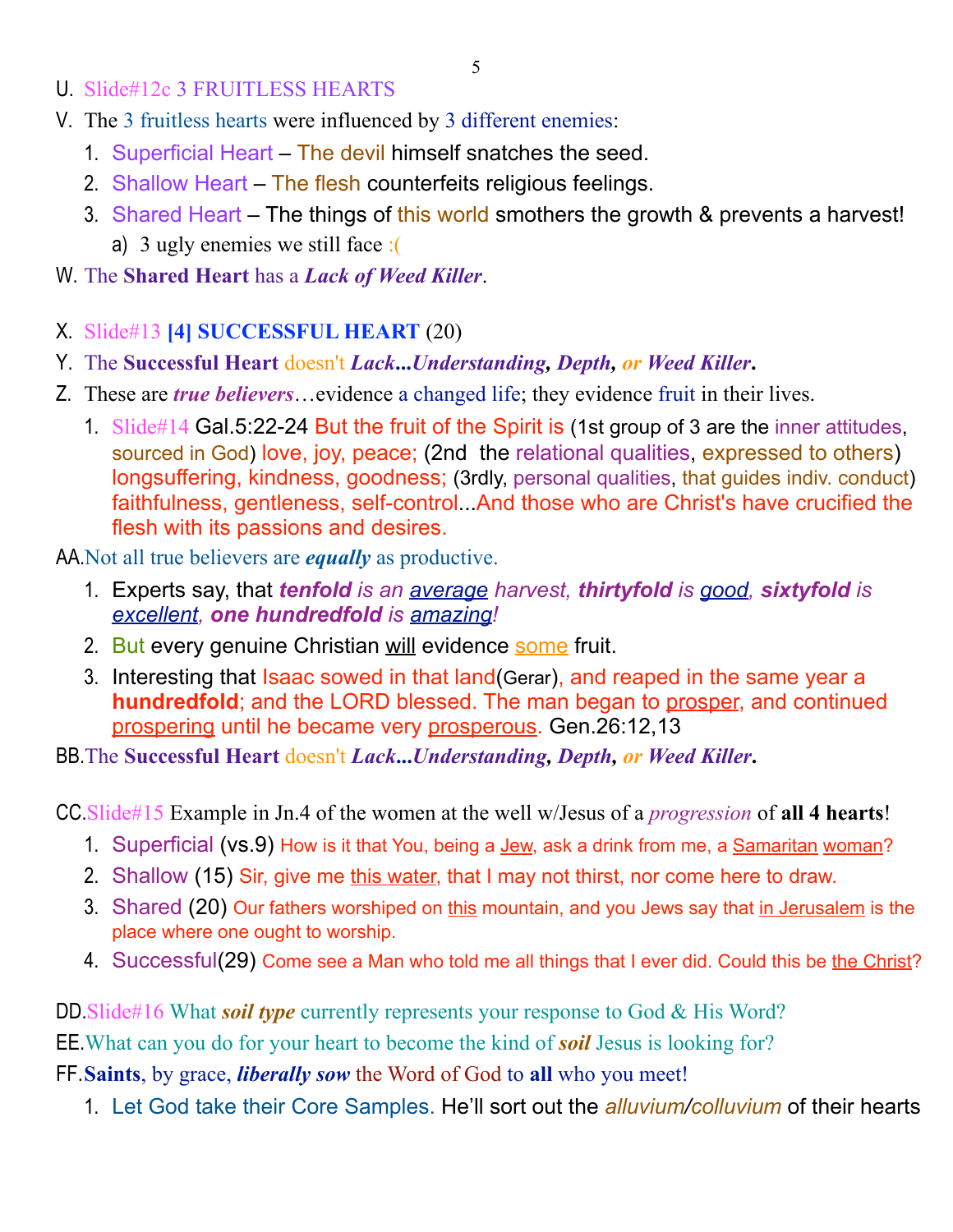U. Slide#12c 3 FRUITLESS HEARTS

V. The 3 fruitless hearts were influenced by 3 different enemies:

1. Superficial Heart – The devil himself snatches the seed.
2. Shallow Heart – The flesh counterfeits religious feelings.
3. Shared Heart – The things of this world smothers the growth & prevents a harvest!
   a) 3 ugly enemies we still face :(

W. The **Shared Heart** has a ***Lack of Weed Killer***.

X. Slide#13 **[4] SUCCESSFUL HEART** (20)

Y. The **Successful Heart** doesn't ***Lack...Understanding, Depth, or Weed Killer.***

Z. These are ***true believers***…evidence a changed life; they evidence fruit in their lives.

1. Slide#14 Gal.5:22-24 But the fruit of the Spirit is (1st group of 3 are the inner attitudes, sourced in God) love, joy, peace; (2nd the relational qualities, expressed to others) longsuffering, kindness, goodness; (3rdly, personal qualities, that guides indiv. conduct) faithfulness, gentleness, self-control...And those who are Christ's have crucified the flesh with its passions and desires.

AA. Not all true believers are ***equally*** as productive.

1. Experts say, that ***tenfold*** *is an* *average* *harvest,* ***thirtyfold*** *is* *good,* ***sixtyfold*** *is* *excellent,* ***one hundredfold*** *is* *amazing!*
2. But every genuine Christian will evidence some fruit.
3. Interesting that Isaac sowed in that land(Gerar), and reaped in the same year a **hundredfold**; and the LORD blessed. The man began to prosper, and continued prospering until he became very prosperous. Gen.26:12,13

BB. The **Successful Heart** doesn't ***Lack...Understanding, Depth, or Weed Killer.***

CC. Slide#15 Example in Jn.4 of the women at the well w/Jesus of a *progression* of **all 4 hearts**!

1. Superficial (vs.9) How is it that You, being a Jew, ask a drink from me, a Samaritan woman?
2. Shallow (15) Sir, give me this water, that I may not thirst, nor come here to draw.
3. Shared (20) Our fathers worshiped on this mountain, and you Jews say that in Jerusalem is the place where one ought to worship.
4. Successful(29) Come see a Man who told me all things that I ever did. Could this be the Christ?

DD. Slide#16 What ***soil type*** currently represents your response to God & His Word?

EE. What can you do for your heart to become the kind of ***soil*** Jesus is looking for?

FF. **Saints**, by grace, ***liberally sow*** the Word of God to **all** who you meet!

1. Let God take their Core Samples. He'll sort out the *alluvium/colluvium* of their hearts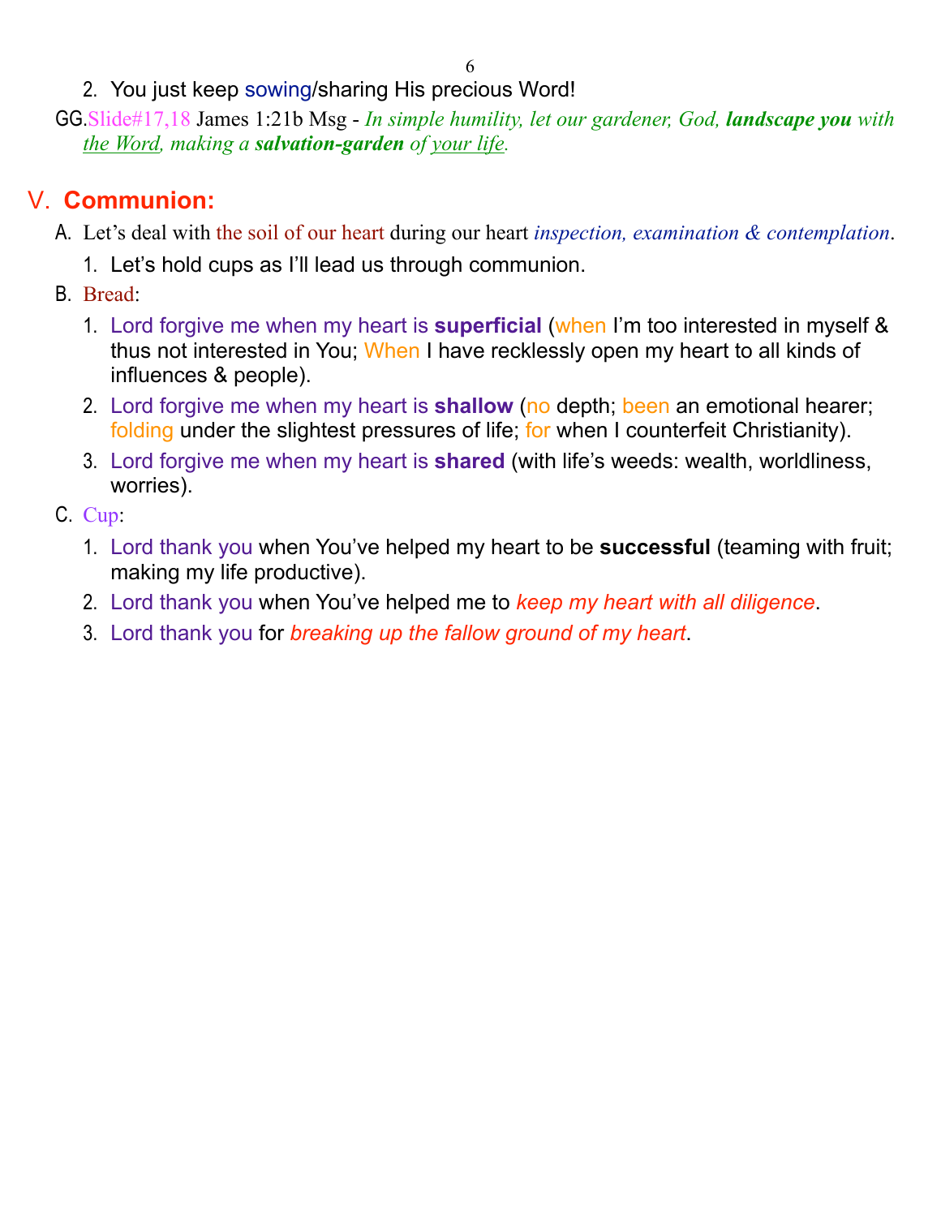2. You just keep sowing/sharing His precious Word!

GG.Slide#17,18 James 1:21b Msg - *In simple humility, let our gardener, God,* ***landscape you*** *with the Word, making a* ***salvation-garden*** *of your life.*

## V. Communion:

A. Let's deal with the soil of our heart during our heart *inspection, examination & contemplation*.

1. Let's hold cups as I'll lead us through communion.

B. Bread:

1. Lord forgive me when my heart is **superficial** (when I'm too interested in myself & thus not interested in You; When I have recklessly open my heart to all kinds of influences & people).
2. Lord forgive me when my heart is **shallow** (no depth; been an emotional hearer; folding under the slightest pressures of life; for when I counterfeit Christianity).
3. Lord forgive me when my heart is **shared** (with life's weeds: wealth, worldliness, worries).

C. Cup:

1. Lord thank you when You've helped my heart to be **successful** (teaming with fruit; making my life productive).
2. Lord thank you when You've helped me to *keep my heart with all diligence*.
3. Lord thank you for *breaking up the fallow ground of my heart*.